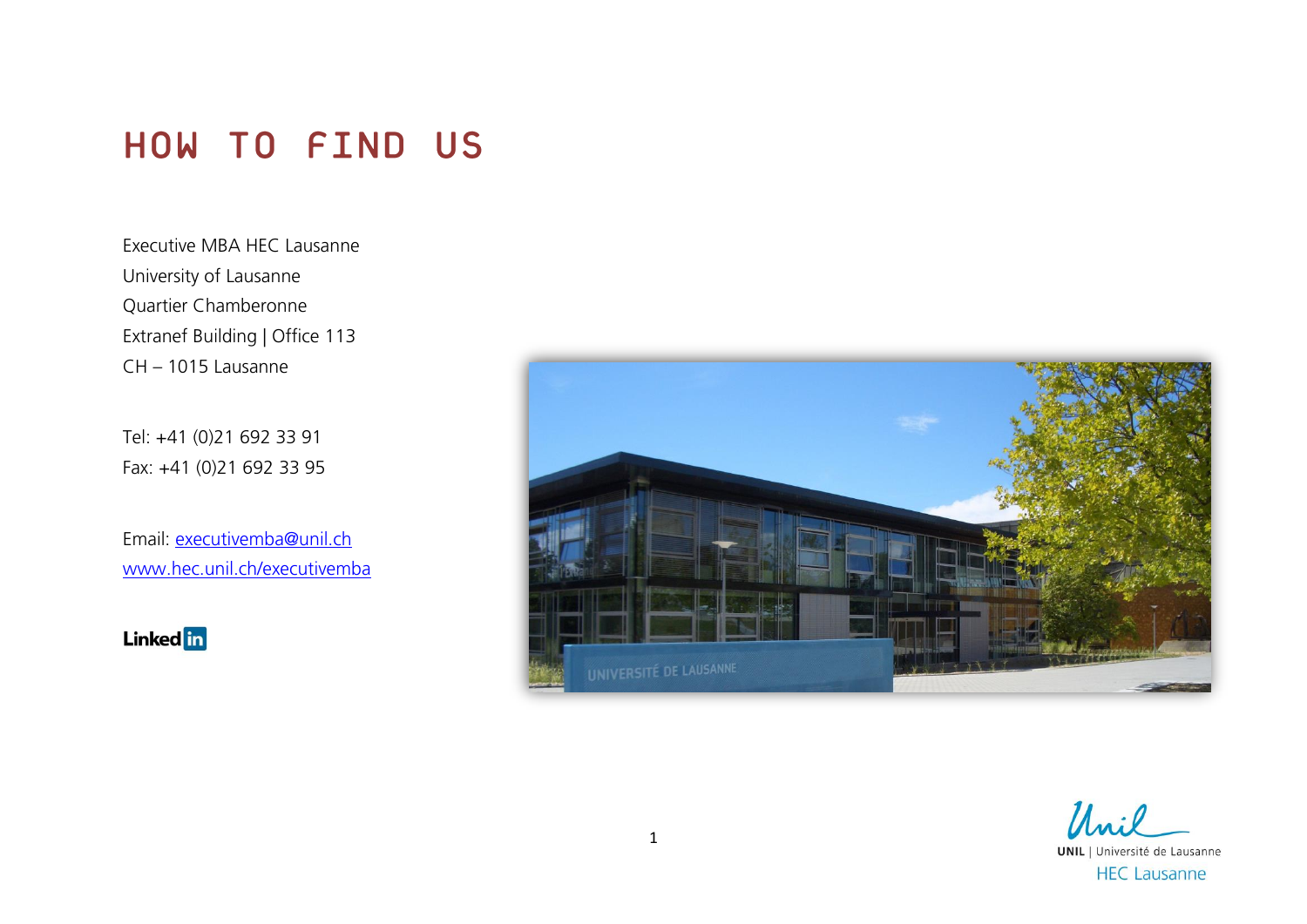# HOW TO FIND US

Executive MBA HEC Lausanne
University of Lausanne
Quartier Chamberonne
Extranef Building | Office 113
CH – 1015 Lausanne

Tel: +41 (0)21 692 33 91
Fax: +41 (0)21 692 33 95

Email: executivemba@unil.ch
www.hec.unil.ch/executivemba

LinkedIn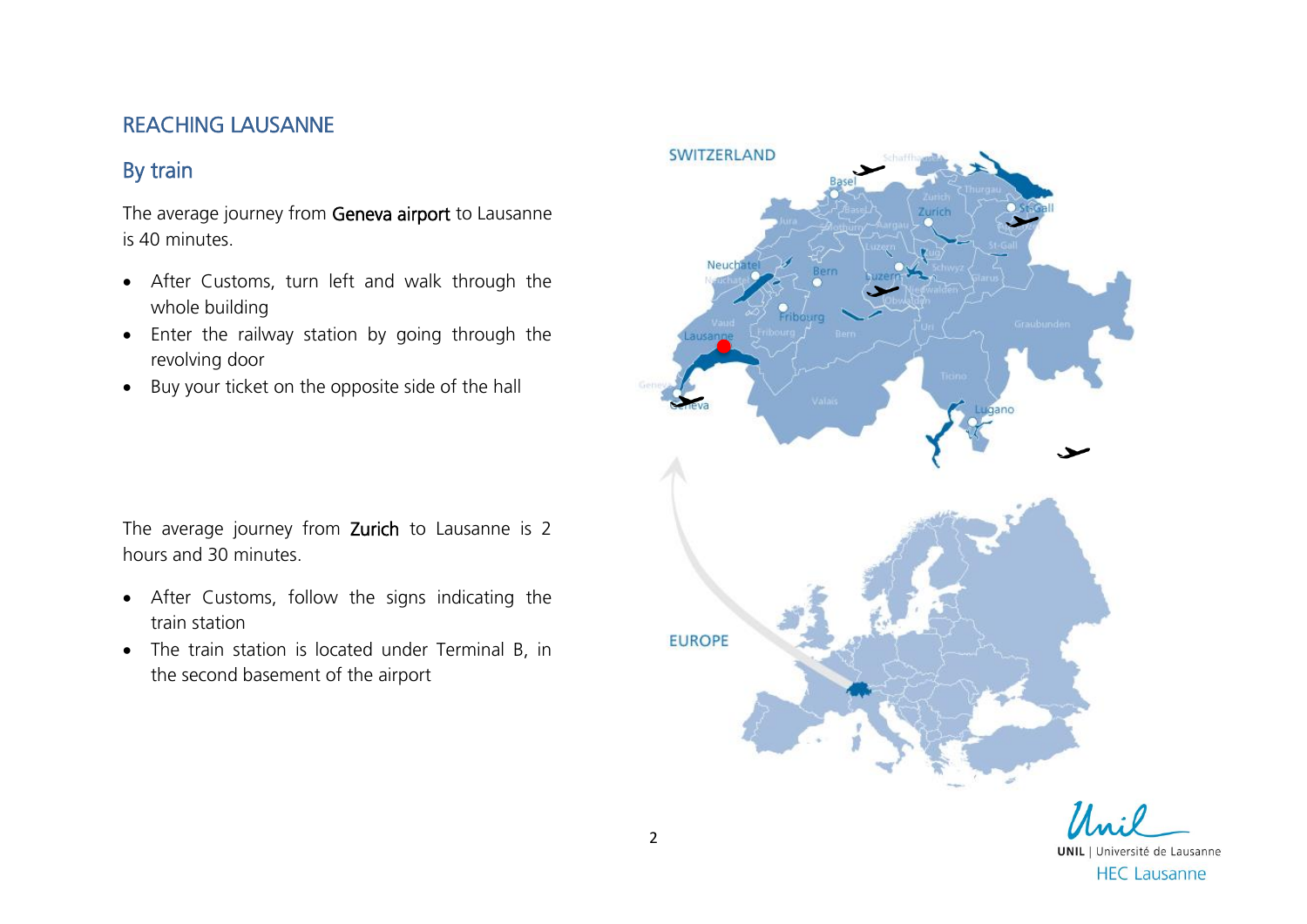## REACHING LAUSANNE

### By train

The average journey from Geneva airport to Lausanne is 40 minutes.

- After Customs, turn left and walk through the whole building
- Enter the railway station by going through the revolving door
- Buy your ticket on the opposite side of the hall

The average journey from Zurich to Lausanne is 2 hours and 30 minutes.

- After Customs, follow the signs indicating the train station
- The train station is located under Terminal B, in the second basement of the airport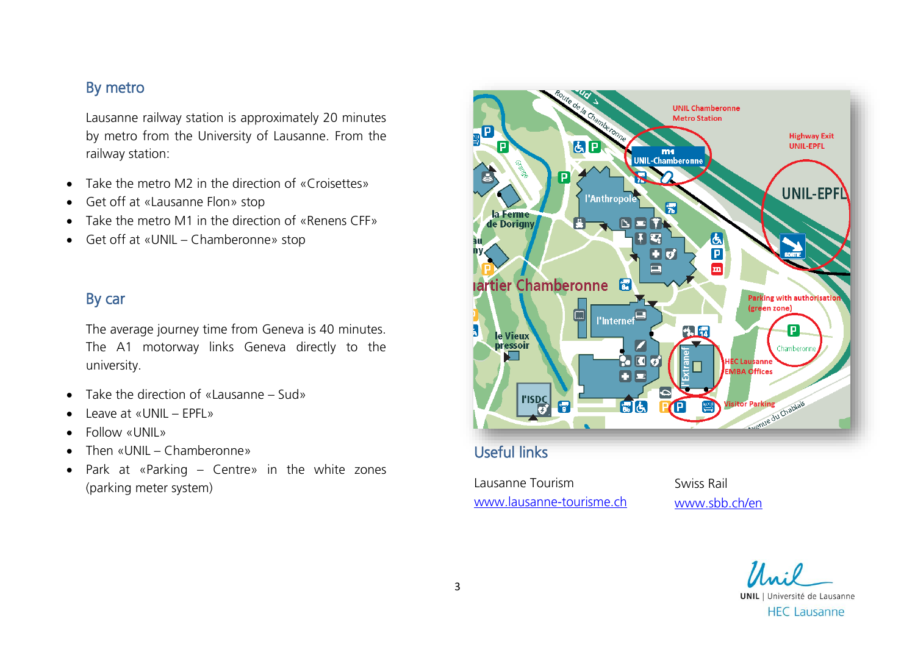## By metro

Lausanne railway station is approximately 20 minutes by metro from the University of Lausanne. From the railway station:

- Take the metro M2 in the direction of «Croisettes»
- Get off at «Lausanne Flon» stop
- Take the metro M1 in the direction of «Renens CFF»
- Get off at «UNIL – Chamberonne» stop

## By car

The average journey time from Geneva is 40 minutes. The A1 motorway links Geneva directly to the university.

- Take the direction of «Lausanne – Sud»
- Leave at «UNIL – EPFL»
- Follow «UNIL»
- Then «UNIL – Chamberonne»
- Park at «Parking – Centre» in the white zones (parking meter system)

## Useful links

Lausanne Tourism
[www.lausanne-tourisme.ch](http://www.lausanne-tourisme.ch)

Swiss Rail
[www.sbb.ch/en](http://www.sbb.ch/en)